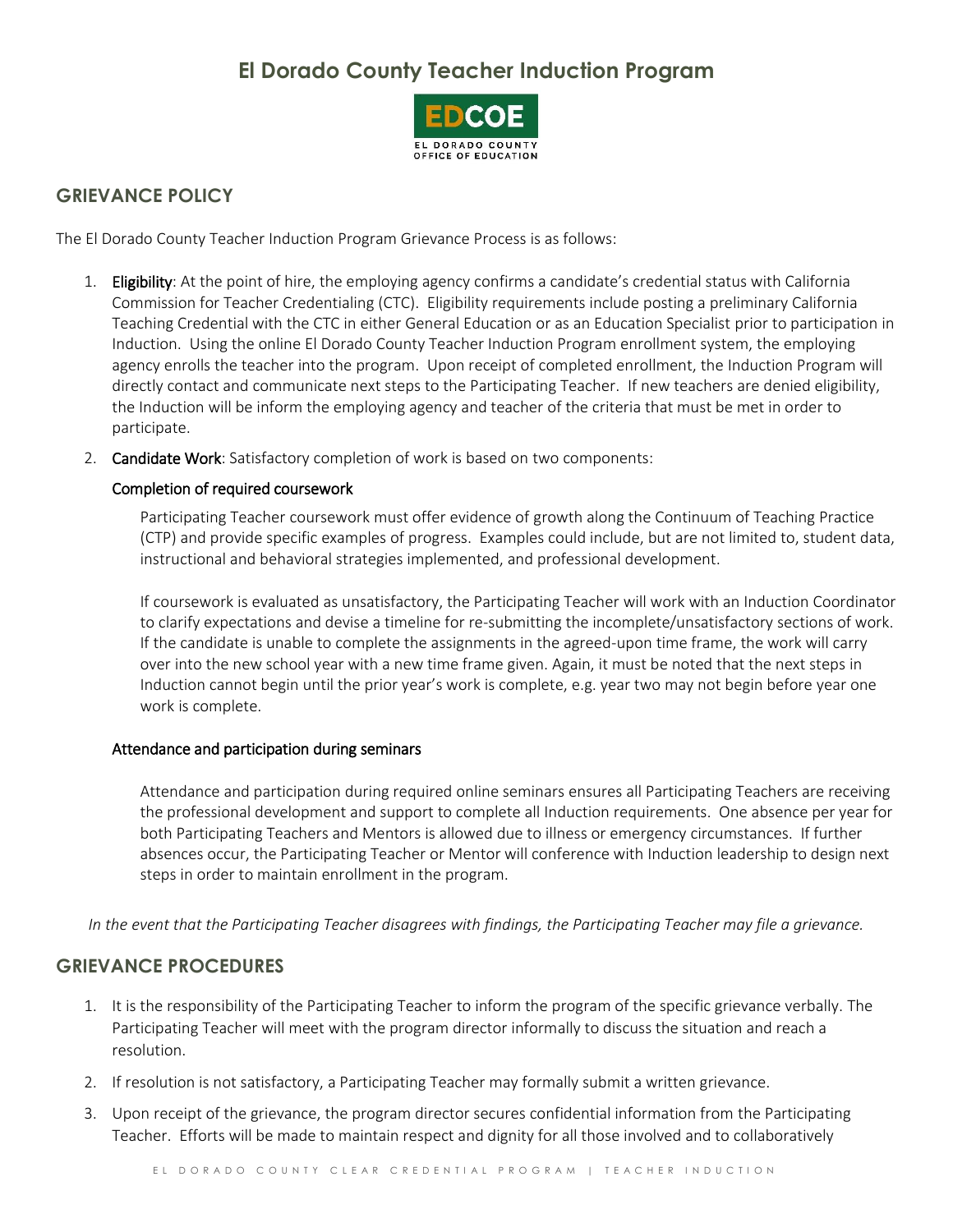# El Dorado County Teacher Induction Program

EDCOE
EL DORADO COUNTY OFFICE OF EDUCATION

## GRIEVANCE POLICY

The El Dorado County Teacher Induction Program Grievance Process is as follows:

1. **Eligibility**: At the point of hire, the employing agency confirms a candidate's credential status with California Commission for Teacher Credentialing (CTC). Eligibility requirements include posting a preliminary California Teaching Credential with the CTC in either General Education or as an Education Specialist prior to participation in Induction. Using the online El Dorado County Teacher Induction Program enrollment system, the employing agency enrolls the teacher into the program. Upon receipt of completed enrollment, the Induction Program will directly contact and communicate next steps to the Participating Teacher. If new teachers are denied eligibility, the Induction will be inform the employing agency and teacher of the criteria that must be met in order to participate.

2. **Candidate Work**: Satisfactory completion of work is based on two components:

   **Completion of required coursework**

   Participating Teacher coursework must offer evidence of growth along the Continuum of Teaching Practice (CTP) and provide specific examples of progress. Examples could include, but are not limited to, student data, instructional and behavioral strategies implemented, and professional development.

   If coursework is evaluated as unsatisfactory, the Participating Teacher will work with an Induction Coordinator to clarify expectations and devise a timeline for re-submitting the incomplete/unsatisfactory sections of work. If the candidate is unable to complete the assignments in the agreed-upon time frame, the work will carry over into the new school year with a new time frame given. Again, it must be noted that the next steps in Induction cannot begin until the prior year's work is complete, e.g. year two may not begin before year one work is complete.

   **Attendance and participation during seminars**

   Attendance and participation during required online seminars ensures all Participating Teachers are receiving the professional development and support to complete all Induction requirements. One absence per year for both Participating Teachers and Mentors is allowed due to illness or emergency circumstances. If further absences occur, the Participating Teacher or Mentor will conference with Induction leadership to design next steps in order to maintain enrollment in the program.

*In the event that the Participating Teacher disagrees with findings, the Participating Teacher may file a grievance.*

## GRIEVANCE PROCEDURES

1. It is the responsibility of the Participating Teacher to inform the program of the specific grievance verbally. The Participating Teacher will meet with the program director informally to discuss the situation and reach a resolution.
2. If resolution is not satisfactory, a Participating Teacher may formally submit a written grievance.
3. Upon receipt of the grievance, the program director secures confidential information from the Participating Teacher. Efforts will be made to maintain respect and dignity for all those involved and to collaboratively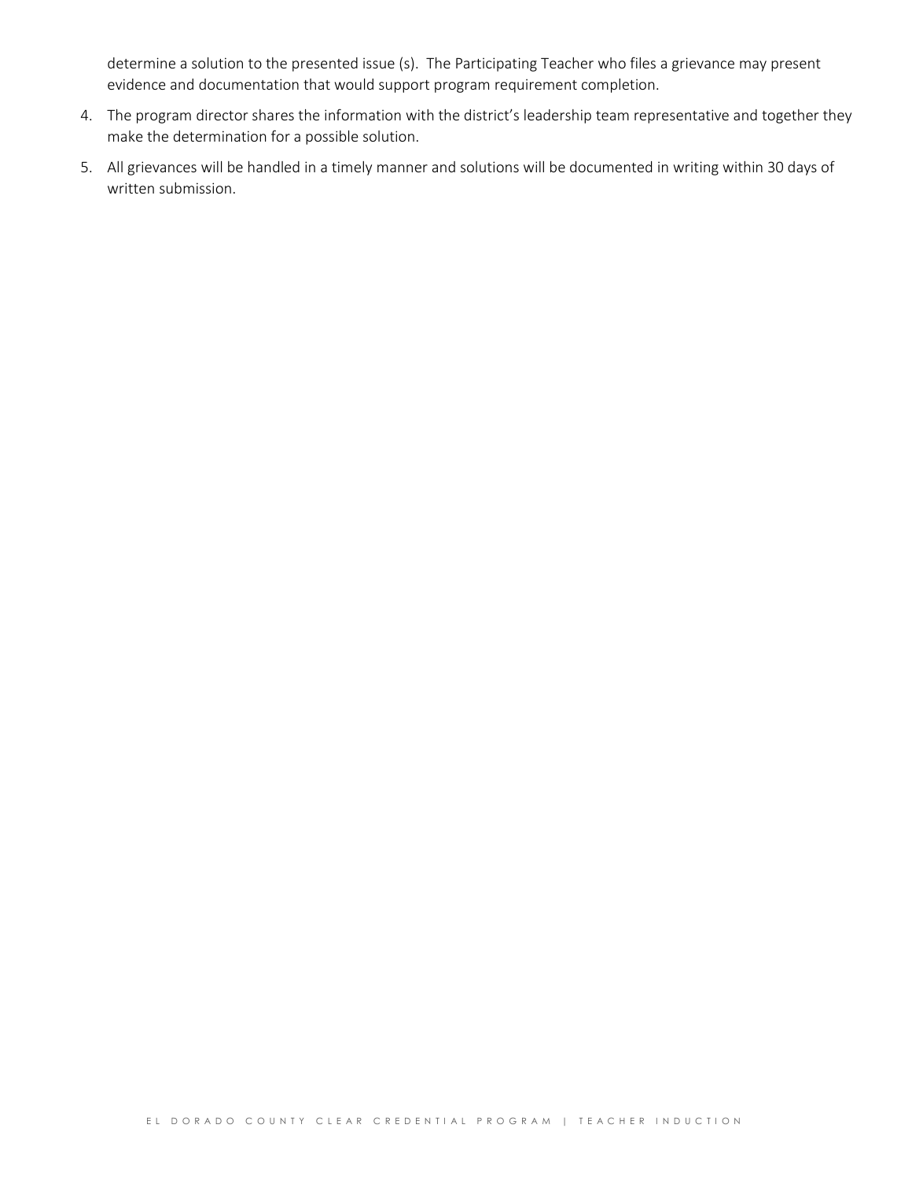determine a solution to the presented issue (s). The Participating Teacher who files a grievance may present evidence and documentation that would support program requirement completion.

4. The program director shares the information with the district's leadership team representative and together they make the determination for a possible solution.
5. All grievances will be handled in a timely manner and solutions will be documented in writing within 30 days of written submission.